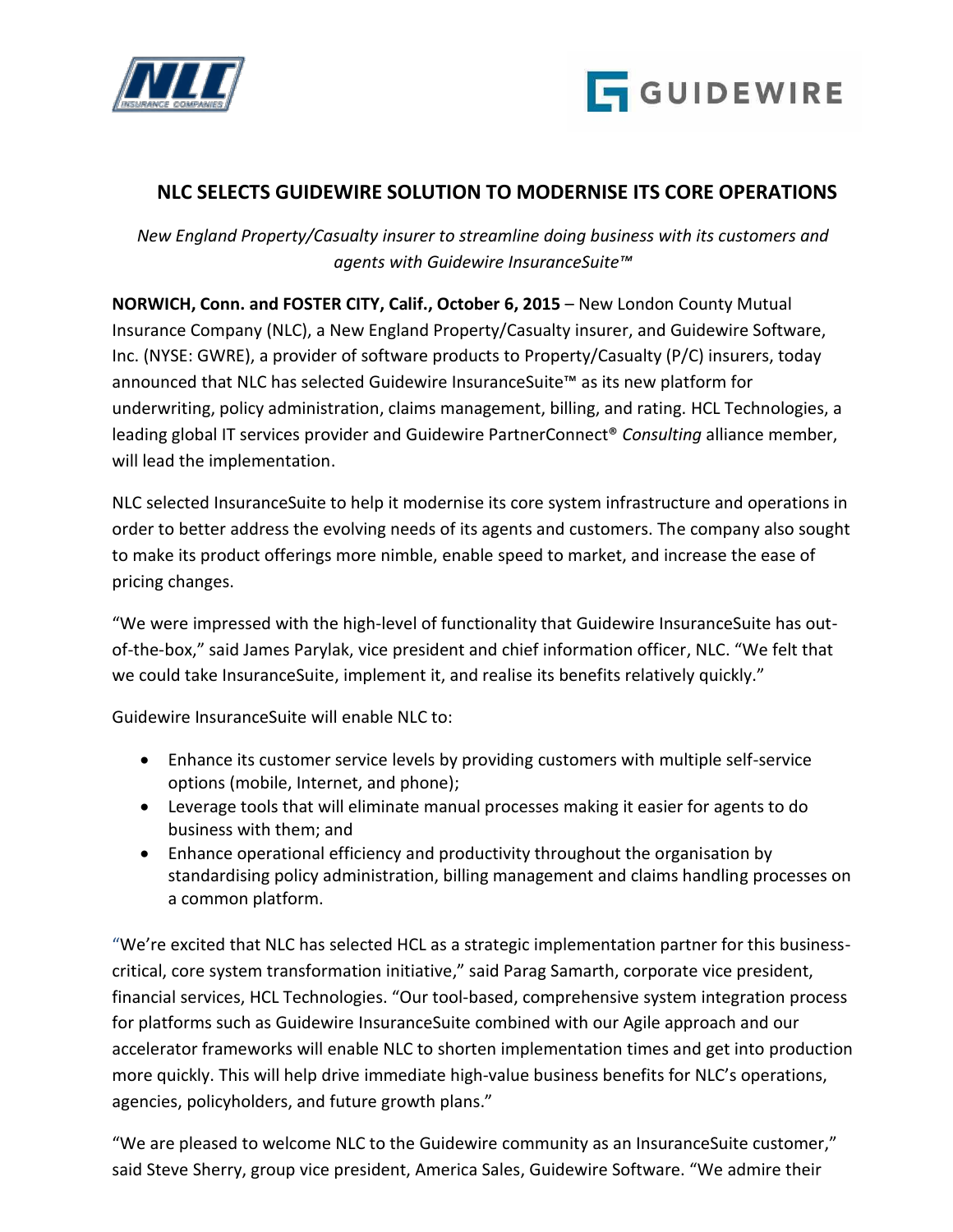# NLC SELECTS GUIDEWIRE SOLUTION TO MODERNISE ITS CORE OPERATIONS

*New England Property/Casualty insurer to streamline doing business with its customers and agents with Guidewire InsuranceSuite™*

**NORWICH, Conn. and FOSTER CITY, Calif., October 6, 2015** – New London County Mutual Insurance Company (NLC), a New England Property/Casualty insurer, and Guidewire Software, Inc. (NYSE: GWRE), a provider of software products to Property/Casualty (P/C) insurers, today announced that NLC has selected Guidewire InsuranceSuite™ as its new platform for underwriting, policy administration, claims management, billing, and rating. HCL Technologies, a leading global IT services provider and Guidewire PartnerConnect® *Consulting* alliance member, will lead the implementation.

NLC selected InsuranceSuite to help it modernise its core system infrastructure and operations in order to better address the evolving needs of its agents and customers. The company also sought to make its product offerings more nimble, enable speed to market, and increase the ease of pricing changes.

"We were impressed with the high-level of functionality that Guidewire InsuranceSuite has out-of-the-box," said James Parylak, vice president and chief information officer, NLC. "We felt that we could take InsuranceSuite, implement it, and realise its benefits relatively quickly."

Guidewire InsuranceSuite will enable NLC to:

- Enhance its customer service levels by providing customers with multiple self-service options (mobile, Internet, and phone);
- Leverage tools that will eliminate manual processes making it easier for agents to do business with them; and
- Enhance operational efficiency and productivity throughout the organisation by standardising policy administration, billing management and claims handling processes on a common platform.

"We're excited that NLC has selected HCL as a strategic implementation partner for this business-critical, core system transformation initiative," said Parag Samarth, corporate vice president, financial services, HCL Technologies. "Our tool-based, comprehensive system integration process for platforms such as Guidewire InsuranceSuite combined with our Agile approach and our accelerator frameworks will enable NLC to shorten implementation times and get into production more quickly. This will help drive immediate high-value business benefits for NLC's operations, agencies, policyholders, and future growth plans."

"We are pleased to welcome NLC to the Guidewire community as an InsuranceSuite customer," said Steve Sherry, group vice president, America Sales, Guidewire Software. "We admire their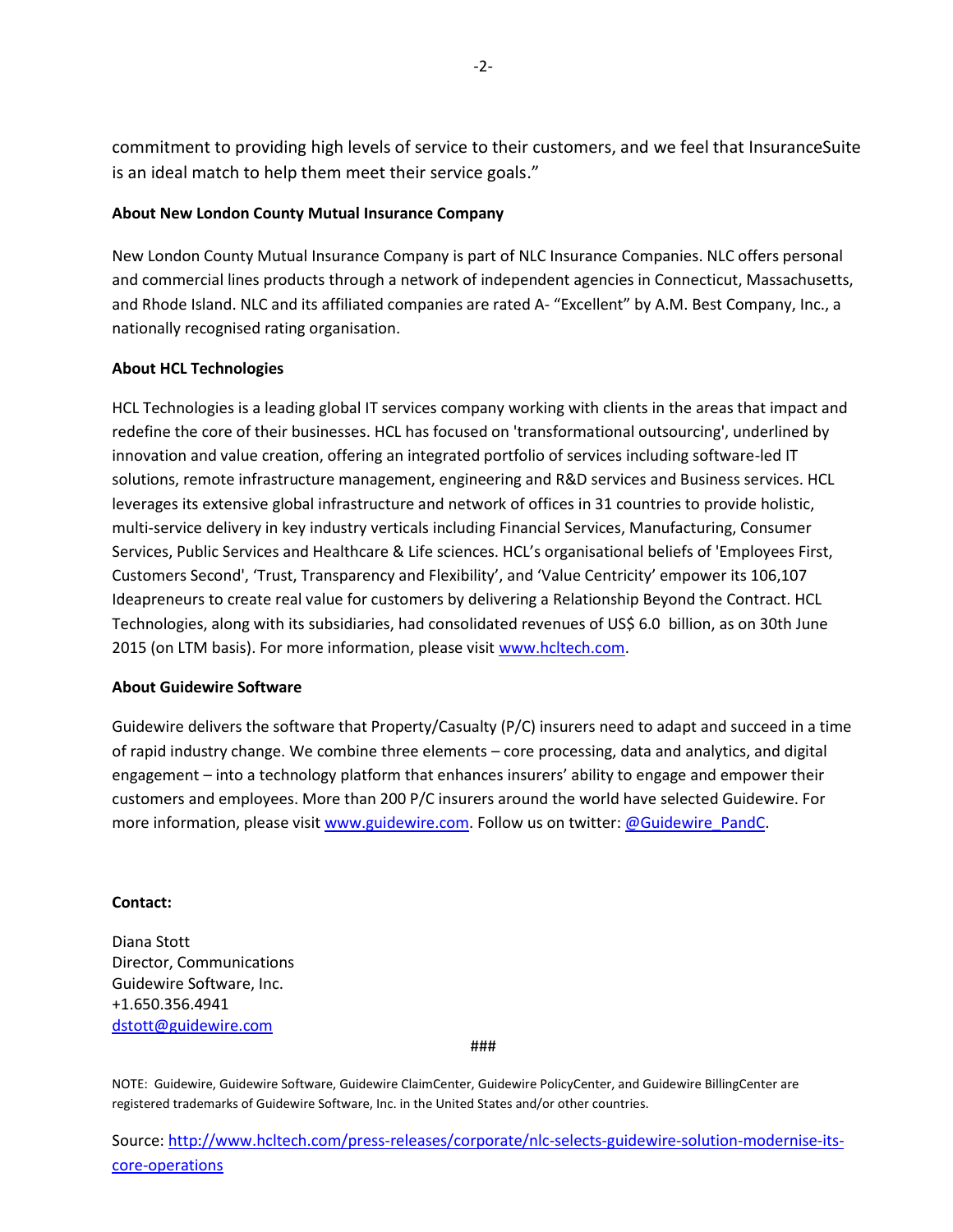commitment to providing high levels of service to their customers, and we feel that InsuranceSuite is an ideal match to help them meet their service goals."

**About New London County Mutual Insurance Company**

New London County Mutual Insurance Company is part of NLC Insurance Companies. NLC offers personal and commercial lines products through a network of independent agencies in Connecticut, Massachusetts, and Rhode Island. NLC and its affiliated companies are rated A- "Excellent" by A.M. Best Company, Inc., a nationally recognised rating organisation.

**About HCL Technologies**

HCL Technologies is a leading global IT services company working with clients in the areas that impact and redefine the core of their businesses. HCL has focused on 'transformational outsourcing', underlined by innovation and value creation, offering an integrated portfolio of services including software-led IT solutions, remote infrastructure management, engineering and R&D services and Business services. HCL leverages its extensive global infrastructure and network of offices in 31 countries to provide holistic, multi-service delivery in key industry verticals including Financial Services, Manufacturing, Consumer Services, Public Services and Healthcare & Life sciences. HCL's organisational beliefs of 'Employees First, Customers Second', 'Trust, Transparency and Flexibility', and 'Value Centricity' empower its 106,107 Ideapreneurs to create real value for customers by delivering a Relationship Beyond the Contract. HCL Technologies, along with its subsidiaries, had consolidated revenues of US$ 6.0 billion, as on 30th June 2015 (on LTM basis). For more information, please visit www.hcltech.com.

**About Guidewire Software**

Guidewire delivers the software that Property/Casualty (P/C) insurers need to adapt and succeed in a time of rapid industry change. We combine three elements – core processing, data and analytics, and digital engagement – into a technology platform that enhances insurers' ability to engage and empower their customers and employees. More than 200 P/C insurers around the world have selected Guidewire. For more information, please visit www.guidewire.com. Follow us on twitter: @Guidewire_PandC.

**Contact:**

Diana Stott
Director, Communications
Guidewire Software, Inc.
+1.650.356.4941
dstott@guidewire.com

###

NOTE: Guidewire, Guidewire Software, Guidewire ClaimCenter, Guidewire PolicyCenter, and Guidewire BillingCenter are registered trademarks of Guidewire Software, Inc. in the United States and/or other countries.

Source: http://www.hcltech.com/press-releases/corporate/nlc-selects-guidewire-solution-modernise-its-core-operations